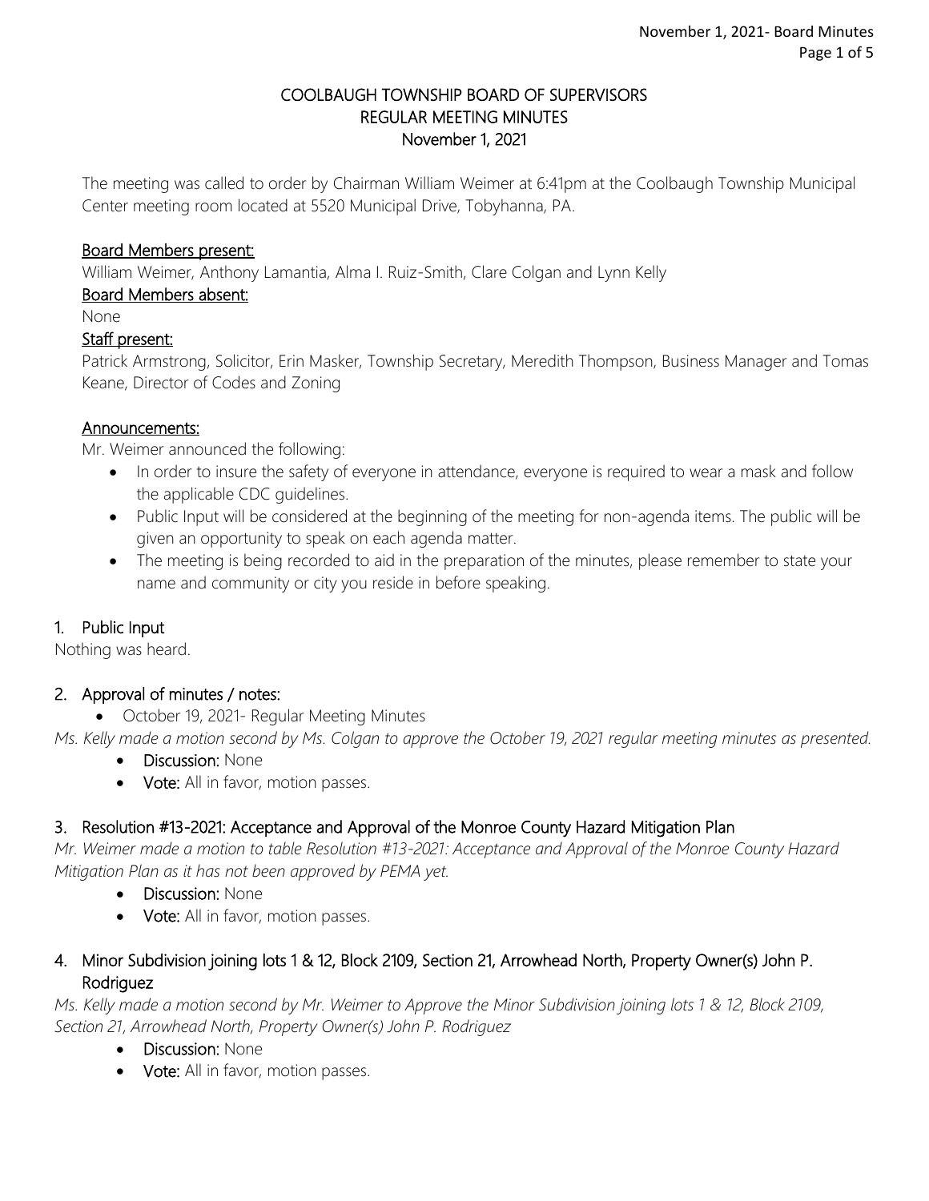# COOLBAUGH TOWNSHIP BOARD OF SUPERVISORS
## REGULAR MEETING MINUTES
## November 1, 2021

The meeting was called to order by Chairman William Weimer at 6:41pm at the Coolbaugh Township Municipal Center meeting room located at 5520 Municipal Drive, Tobyhanna, PA.

**Board Members present:**
William Weimer, Anthony Lamantia, Alma I. Ruiz-Smith, Clare Colgan and Lynn Kelly

**Board Members absent:**
None

**Staff present:**
Patrick Armstrong, Solicitor, Erin Masker, Township Secretary, Meredith Thompson, Business Manager and Tomas Keane, Director of Codes and Zoning

**Announcements:**
Mr. Weimer announced the following:

- In order to insure the safety of everyone in attendance, everyone is required to wear a mask and follow the applicable CDC guidelines.
- Public Input will be considered at the beginning of the meeting for non-agenda items. The public will be given an opportunity to speak on each agenda matter.
- The meeting is being recorded to aid in the preparation of the minutes, please remember to state your name and community or city you reside in before speaking.

## 1. Public Input

Nothing was heard.

## 2. Approval of minutes / notes:

- October 19, 2021- Regular Meeting Minutes

*Ms. Kelly made a motion second by Ms. Colgan to approve the October 19, 2021 regular meeting minutes as presented.*

- **Discussion:** None
- **Vote:** All in favor, motion passes.

## 3. Resolution #13-2021: Acceptance and Approval of the Monroe County Hazard Mitigation Plan

*Mr. Weimer made a motion to table Resolution #13-2021: Acceptance and Approval of the Monroe County Hazard Mitigation Plan as it has not been approved by PEMA yet.*

- **Discussion:** None
- **Vote:** All in favor, motion passes.

## 4. Minor Subdivision joining lots 1 & 12, Block 2109, Section 21, Arrowhead North, Property Owner(s) John P. Rodriguez

*Ms. Kelly made a motion second by Mr. Weimer to Approve the Minor Subdivision joining lots 1 & 12, Block 2109, Section 21, Arrowhead North, Property Owner(s) John P. Rodriguez*

- **Discussion:** None
- **Vote:** All in favor, motion passes.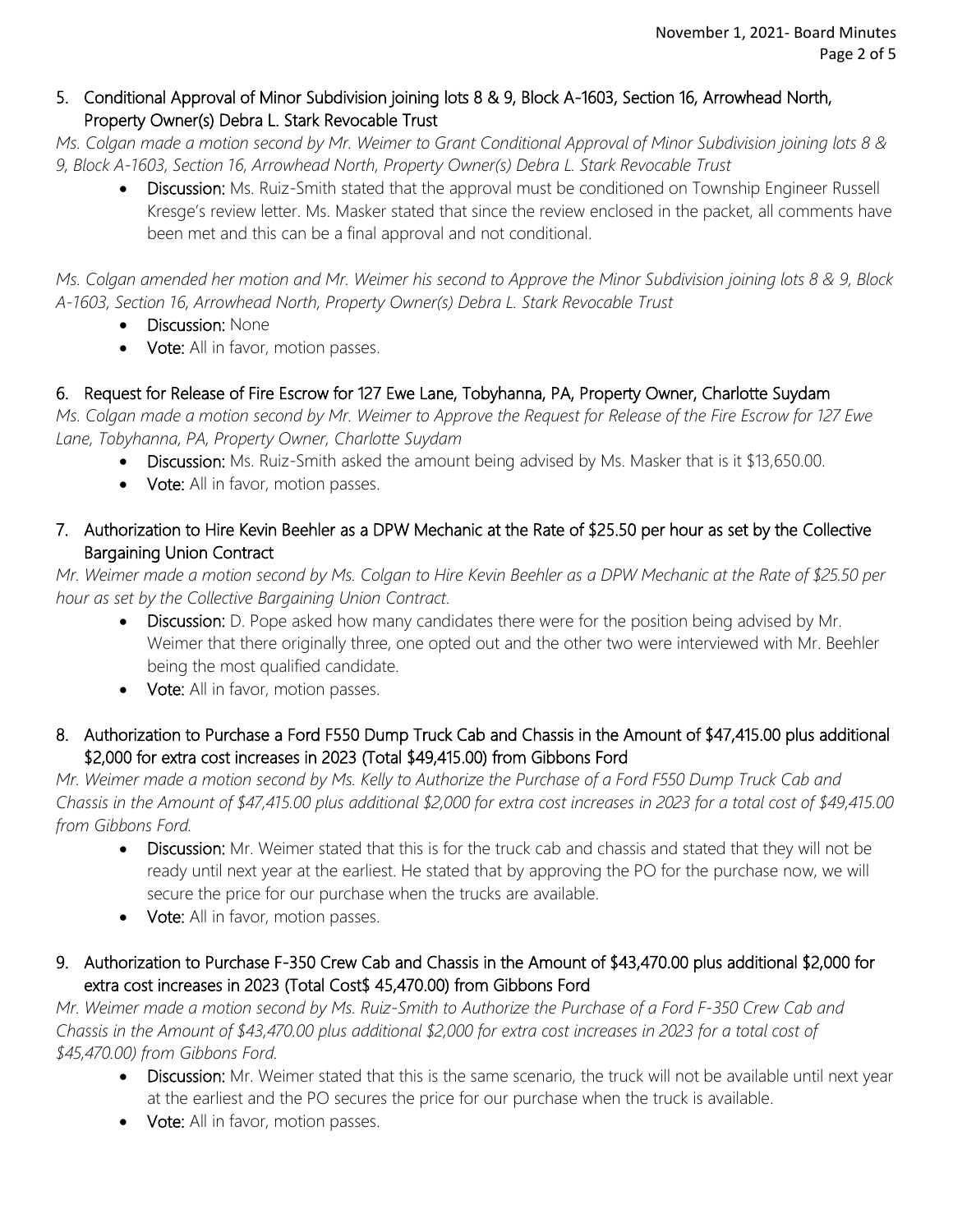5. Conditional Approval of Minor Subdivision joining lots 8 & 9, Block A-1603, Section 16, Arrowhead North, Property Owner(s) Debra L. Stark Revocable Trust

*Ms. Colgan made a motion second by Mr. Weimer to Grant Conditional Approval of Minor Subdivision joining lots 8 & 9, Block A-1603, Section 16, Arrowhead North, Property Owner(s) Debra L. Stark Revocable Trust*

- **Discussion:** Ms. Ruiz-Smith stated that the approval must be conditioned on Township Engineer Russell Kresge's review letter. Ms. Masker stated that since the review enclosed in the packet, all comments have been met and this can be a final approval and not conditional.

*Ms. Colgan amended her motion and Mr. Weimer his second to Approve the Minor Subdivision joining lots 8 & 9, Block A-1603, Section 16, Arrowhead North, Property Owner(s) Debra L. Stark Revocable Trust*

- **Discussion:** None
- **Vote:** All in favor, motion passes.

6. Request for Release of Fire Escrow for 127 Ewe Lane, Tobyhanna, PA, Property Owner, Charlotte Suydam

*Ms. Colgan made a motion second by Mr. Weimer to Approve the Request for Release of the Fire Escrow for 127 Ewe Lane, Tobyhanna, PA, Property Owner, Charlotte Suydam*

- **Discussion:** Ms. Ruiz-Smith asked the amount being advised by Ms. Masker that is it $13,650.00.
- **Vote:** All in favor, motion passes.

7. Authorization to Hire Kevin Beehler as a DPW Mechanic at the Rate of $25.50 per hour as set by the Collective Bargaining Union Contract

*Mr. Weimer made a motion second by Ms. Colgan to Hire Kevin Beehler as a DPW Mechanic at the Rate of $25.50 per hour as set by the Collective Bargaining Union Contract.*

- **Discussion:** D. Pope asked how many candidates there were for the position being advised by Mr. Weimer that there originally three, one opted out and the other two were interviewed with Mr. Beehler being the most qualified candidate.
- **Vote:** All in favor, motion passes.

8. Authorization to Purchase a Ford F550 Dump Truck Cab and Chassis in the Amount of $47,415.00 plus additional $2,000 for extra cost increases in 2023 (Total $49,415.00) from Gibbons Ford

*Mr. Weimer made a motion second by Ms. Kelly to Authorize the Purchase of a Ford F550 Dump Truck Cab and Chassis in the Amount of $47,415.00 plus additional $2,000 for extra cost increases in 2023 for a total cost of $49,415.00 from Gibbons Ford.*

- **Discussion:** Mr. Weimer stated that this is for the truck cab and chassis and stated that they will not be ready until next year at the earliest. He stated that by approving the PO for the purchase now, we will secure the price for our purchase when the trucks are available.
- **Vote:** All in favor, motion passes.

9. Authorization to Purchase F-350 Crew Cab and Chassis in the Amount of $43,470.00 plus additional $2,000 for extra cost increases in 2023 (Total Cost$ 45,470.00) from Gibbons Ford

*Mr. Weimer made a motion second by Ms. Ruiz-Smith to Authorize the Purchase of a Ford F-350 Crew Cab and Chassis in the Amount of $43,470.00 plus additional $2,000 for extra cost increases in 2023 for a total cost of $45,470.00) from Gibbons Ford.*

- **Discussion:** Mr. Weimer stated that this is the same scenario, the truck will not be available until next year at the earliest and the PO secures the price for our purchase when the truck is available.
- **Vote:** All in favor, motion passes.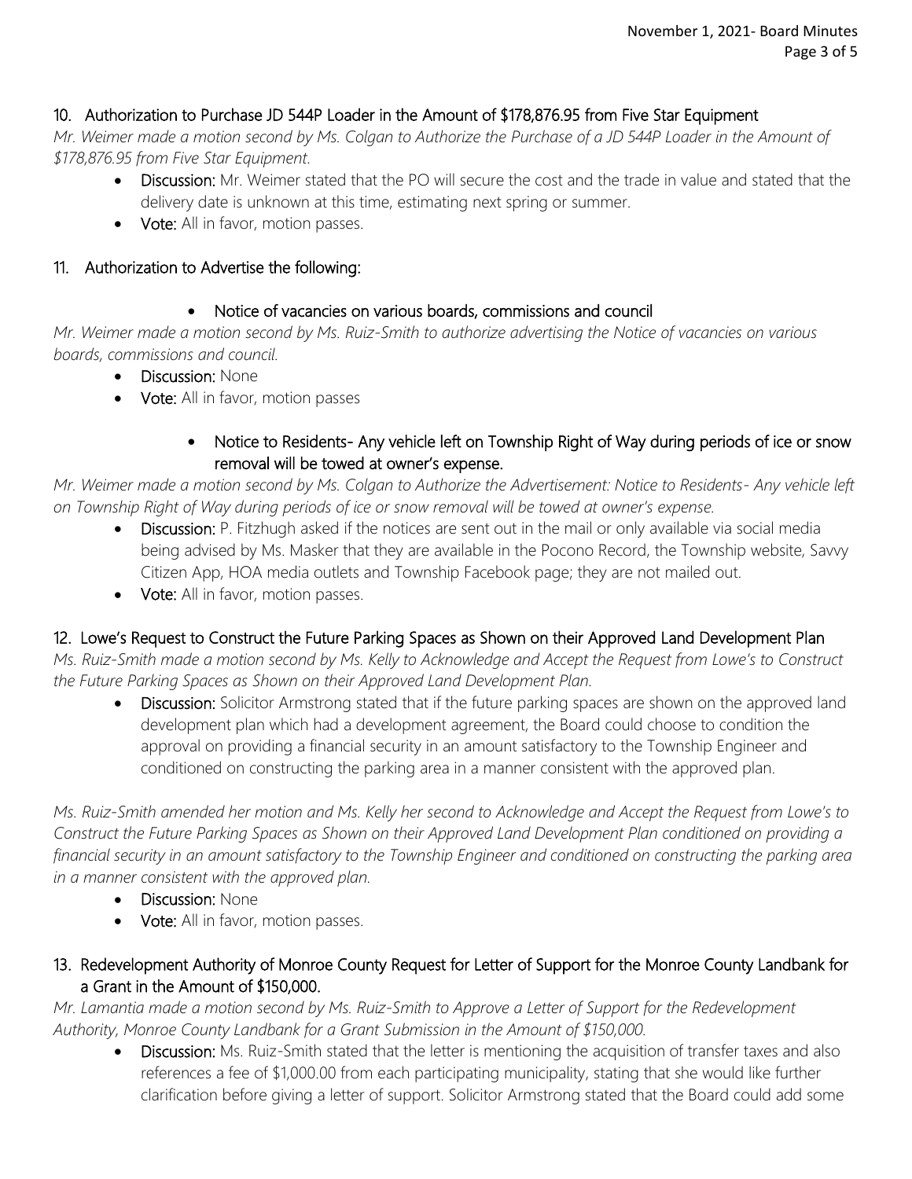## 10. Authorization to Purchase JD 544P Loader in the Amount of $178,876.95 from Five Star Equipment

*Mr. Weimer made a motion second by Ms. Colgan to Authorize the Purchase of a JD 544P Loader in the Amount of $178,876.95 from Five Star Equipment.*

- **Discussion:** Mr. Weimer stated that the PO will secure the cost and the trade in value and stated that the delivery date is unknown at this time, estimating next spring or summer.
- **Vote:** All in favor, motion passes.

## 11. Authorization to Advertise the following:

- **Notice of vacancies on various boards, commissions and council**

*Mr. Weimer made a motion second by Ms. Ruiz-Smith to authorize advertising the Notice of vacancies on various boards, commissions and council.*

- **Discussion:** None
- **Vote:** All in favor, motion passes

- **Notice to Residents- Any vehicle left on Township Right of Way during periods of ice or snow removal will be towed at owner's expense.**

*Mr. Weimer made a motion second by Ms. Colgan to Authorize the Advertisement: Notice to Residents- Any vehicle left on Township Right of Way during periods of ice or snow removal will be towed at owner's expense.*

- **Discussion:** P. Fitzhugh asked if the notices are sent out in the mail or only available via social media being advised by Ms. Masker that they are available in the Pocono Record, the Township website, Savvy Citizen App, HOA media outlets and Township Facebook page; they are not mailed out.
- **Vote:** All in favor, motion passes.

## 12. Lowe's Request to Construct the Future Parking Spaces as Shown on their Approved Land Development Plan

*Ms. Ruiz-Smith made a motion second by Ms. Kelly to Acknowledge and Accept the Request from Lowe's to Construct the Future Parking Spaces as Shown on their Approved Land Development Plan.*

- **Discussion:** Solicitor Armstrong stated that if the future parking spaces are shown on the approved land development plan which had a development agreement, the Board could choose to condition the approval on providing a financial security in an amount satisfactory to the Township Engineer and conditioned on constructing the parking area in a manner consistent with the approved plan.

*Ms. Ruiz-Smith amended her motion and Ms. Kelly her second to Acknowledge and Accept the Request from Lowe's to Construct the Future Parking Spaces as Shown on their Approved Land Development Plan conditioned on providing a financial security in an amount satisfactory to the Township Engineer and conditioned on constructing the parking area in a manner consistent with the approved plan.*

- **Discussion:** None
- **Vote:** All in favor, motion passes.

## 13. Redevelopment Authority of Monroe County Request for Letter of Support for the Monroe County Landbank for a Grant in the Amount of $150,000.

*Mr. Lamantia made a motion second by Ms. Ruiz-Smith to Approve a Letter of Support for the Redevelopment Authority, Monroe County Landbank for a Grant Submission in the Amount of $150,000.*

- **Discussion:** Ms. Ruiz-Smith stated that the letter is mentioning the acquisition of transfer taxes and also references a fee of $1,000.00 from each participating municipality, stating that she would like further clarification before giving a letter of support. Solicitor Armstrong stated that the Board could add some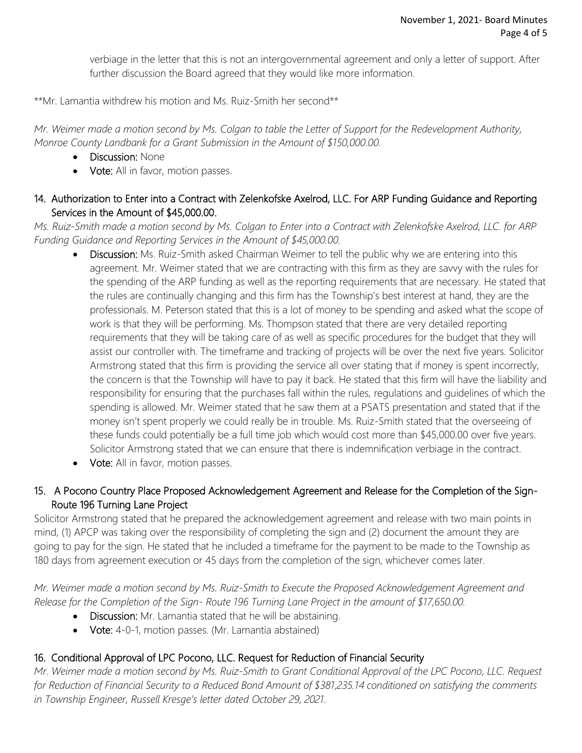verbiage in the letter that this is not an intergovernmental agreement and only a letter of support. After further discussion the Board agreed that they would like more information.

**Mr. Lamantia withdrew his motion and Ms. Ruiz-Smith her second**

*Mr. Weimer made a motion second by Ms. Colgan to table the Letter of Support for the Redevelopment Authority, Monroe County Landbank for a Grant Submission in the Amount of $150,000.00.*

- **Discussion:** None
- **Vote:** All in favor, motion passes.

## 14. Authorization to Enter into a Contract with Zelenkofske Axelrod, LLC. For ARP Funding Guidance and Reporting Services in the Amount of $45,000.00.

*Ms. Ruiz-Smith made a motion second by Ms. Colgan to Enter into a Contract with Zelenkofske Axelrod, LLC. for ARP Funding Guidance and Reporting Services in the Amount of $45,000.00.*

- **Discussion:** Ms. Ruiz-Smith asked Chairman Weimer to tell the public why we are entering into this agreement. Mr. Weimer stated that we are contracting with this firm as they are savvy with the rules for the spending of the ARP funding as well as the reporting requirements that are necessary. He stated that the rules are continually changing and this firm has the Township's best interest at hand, they are the professionals. M. Peterson stated that this is a lot of money to be spending and asked what the scope of work is that they will be performing. Ms. Thompson stated that there are very detailed reporting requirements that they will be taking care of as well as specific procedures for the budget that they will assist our controller with. The timeframe and tracking of projects will be over the next five years. Solicitor Armstrong stated that this firm is providing the service all over stating that if money is spent incorrectly, the concern is that the Township will have to pay it back. He stated that this firm will have the liability and responsibility for ensuring that the purchases fall within the rules, regulations and guidelines of which the spending is allowed. Mr. Weimer stated that he saw them at a PSATS presentation and stated that if the money isn't spent properly we could really be in trouble. Ms. Ruiz-Smith stated that the overseeing of these funds could potentially be a full time job which would cost more than $45,000.00 over five years. Solicitor Armstrong stated that we can ensure that there is indemnification verbiage in the contract.
- **Vote:** All in favor, motion passes.

## 15. A Pocono Country Place Proposed Acknowledgement Agreement and Release for the Completion of the Sign-Route 196 Turning Lane Project

Solicitor Armstrong stated that he prepared the acknowledgement agreement and release with two main points in mind, (1) APCP was taking over the responsibility of completing the sign and (2) document the amount they are going to pay for the sign. He stated that he included a timeframe for the payment to be made to the Township as 180 days from agreement execution or 45 days from the completion of the sign, whichever comes later.

*Mr. Weimer made a motion second by Ms. Ruiz-Smith to Execute the Proposed Acknowledgement Agreement and Release for the Completion of the Sign- Route 196 Turning Lane Project in the amount of $17,650.00.*

- **Discussion:** Mr. Lamantia stated that he will be abstaining.
- **Vote:** 4-0-1, motion passes. (Mr. Lamantia abstained)

## 16. Conditional Approval of LPC Pocono, LLC. Request for Reduction of Financial Security

*Mr. Weimer made a motion second by Ms. Ruiz-Smith to Grant Conditional Approval of the LPC Pocono, LLC. Request for Reduction of Financial Security to a Reduced Bond Amount of $381,235.14 conditioned on satisfying the comments in Township Engineer, Russell Kresge's letter dated October 29, 2021.*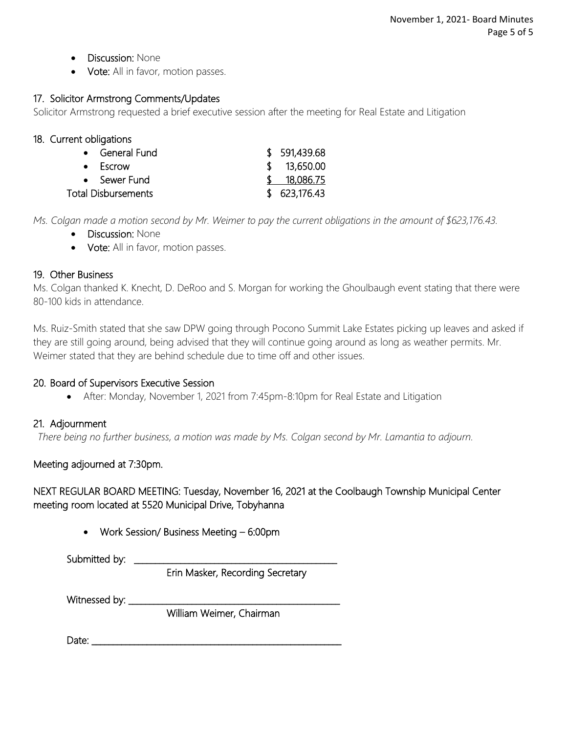- **Discussion:** None
- **Vote:** All in favor, motion passes.

## 17. Solicitor Armstrong Comments/Updates

Solicitor Armstrong requested a brief executive session after the meeting for Real Estate and Litigation

## 18. Current obligations

| | |
|---|---|
| • General Fund | $ 591,439.68 |
| • Escrow | $ 13,650.00 |
| • Sewer Fund | $ 18,086.75 |
| Total Disbursements | $ 623,176.43 |

*Ms. Colgan made a motion second by Mr. Weimer to pay the current obligations in the amount of $623,176.43.*

- **Discussion:** None
- **Vote:** All in favor, motion passes.

## 19. Other Business

Ms. Colgan thanked K. Knecht, D. DeRoo and S. Morgan for working the Ghoulbaugh event stating that there were 80-100 kids in attendance.

Ms. Ruiz-Smith stated that she saw DPW going through Pocono Summit Lake Estates picking up leaves and asked if they are still going around, being advised that they will continue going around as long as weather permits. Mr. Weimer stated that they are behind schedule due to time off and other issues.

## 20. Board of Supervisors Executive Session

- After: Monday, November 1, 2021 from 7:45pm-8:10pm for Real Estate and Litigation

## 21. Adjournment

*There being no further business, a motion was made by Ms. Colgan second by Mr. Lamantia to adjourn.*

Meeting adjourned at 7:30pm.

NEXT REGULAR BOARD MEETING: Tuesday, November 16, 2021 at the Coolbaugh Township Municipal Center meeting room located at 5520 Municipal Drive, Tobyhanna

- Work Session/ Business Meeting – 6:00pm

Submitted by: ______________________________
Erin Masker, Recording Secretary

Witnessed by: ______________________________
William Weimer, Chairman

Date: ______________________________